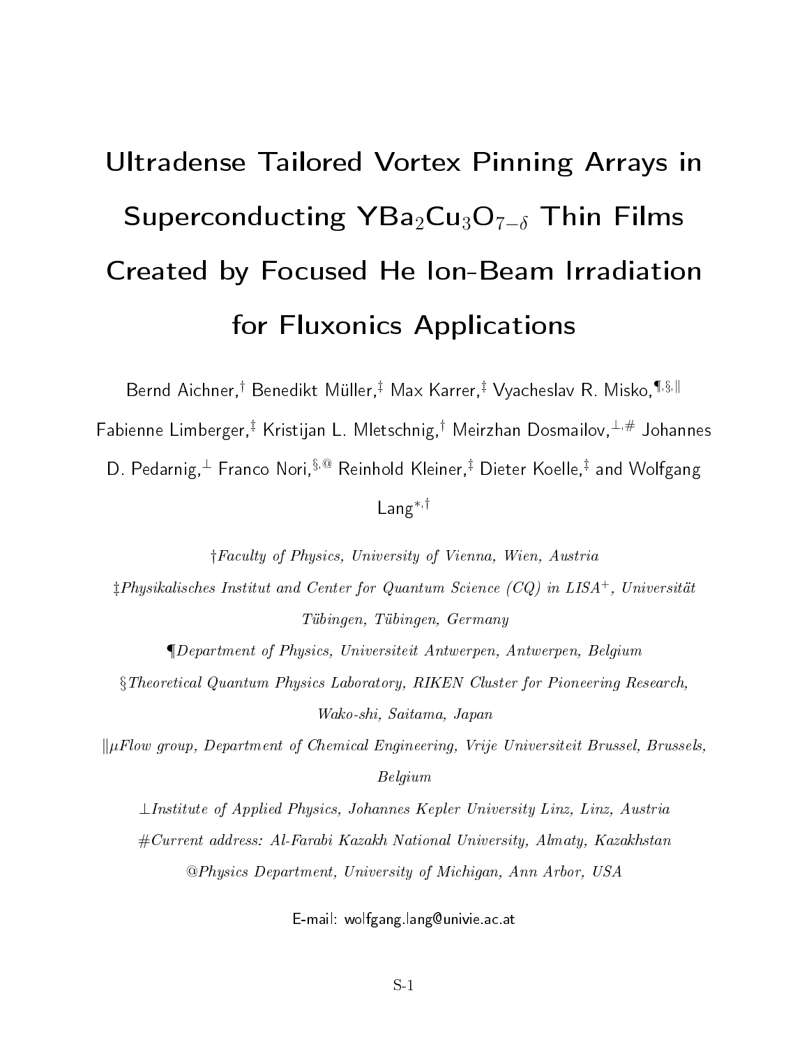# Ultradense Tailored Vortex Pinning Arrays in Superconducting $YBa_2Cu_3O_{7-\delta}$ Thin Films Created by Focused He Ion-Beam Irradiation for Fluxonics Applications

Bernd Aichner,[†] Benedikt Müller,[‡] Max Karrer,[‡] Vyacheslav R. Misko,[¶,§,∥] Fabienne Limberger,[‡] Kristijan L. Mletschnig,[†] Meirzhan Dosmailov,[⊥,#] Johannes D. Pedarnig,[⊥] Franco Nori,[§,@] Reinhold Kleiner,[‡] Dieter Koelle,[‡] and Wolfgang Lang[*,†]

†*Faculty of Physics, University of Vienna, Wien, Austria*

‡*Physikalisches Institut and Center for Quantum Science (CQ) in LISA*$^+$*, Universität Tübingen, Tübingen, Germany*

¶*Department of Physics, Universiteit Antwerpen, Antwerpen, Belgium*

§*Theoretical Quantum Physics Laboratory, RIKEN Cluster for Pioneering Research, Wako-shi, Saitama, Japan*

∥*μFlow group, Department of Chemical Engineering, Vrije Universiteit Brussel, Brussels, Belgium*

⊥*Institute of Applied Physics, Johannes Kepler University Linz, Linz, Austria*

#*Current address: Al-Farabi Kazakh National University, Almaty, Kazakhstan*

@*Physics Department, University of Michigan, Ann Arbor, USA*

E-mail: wolfgang.lang@univie.ac.at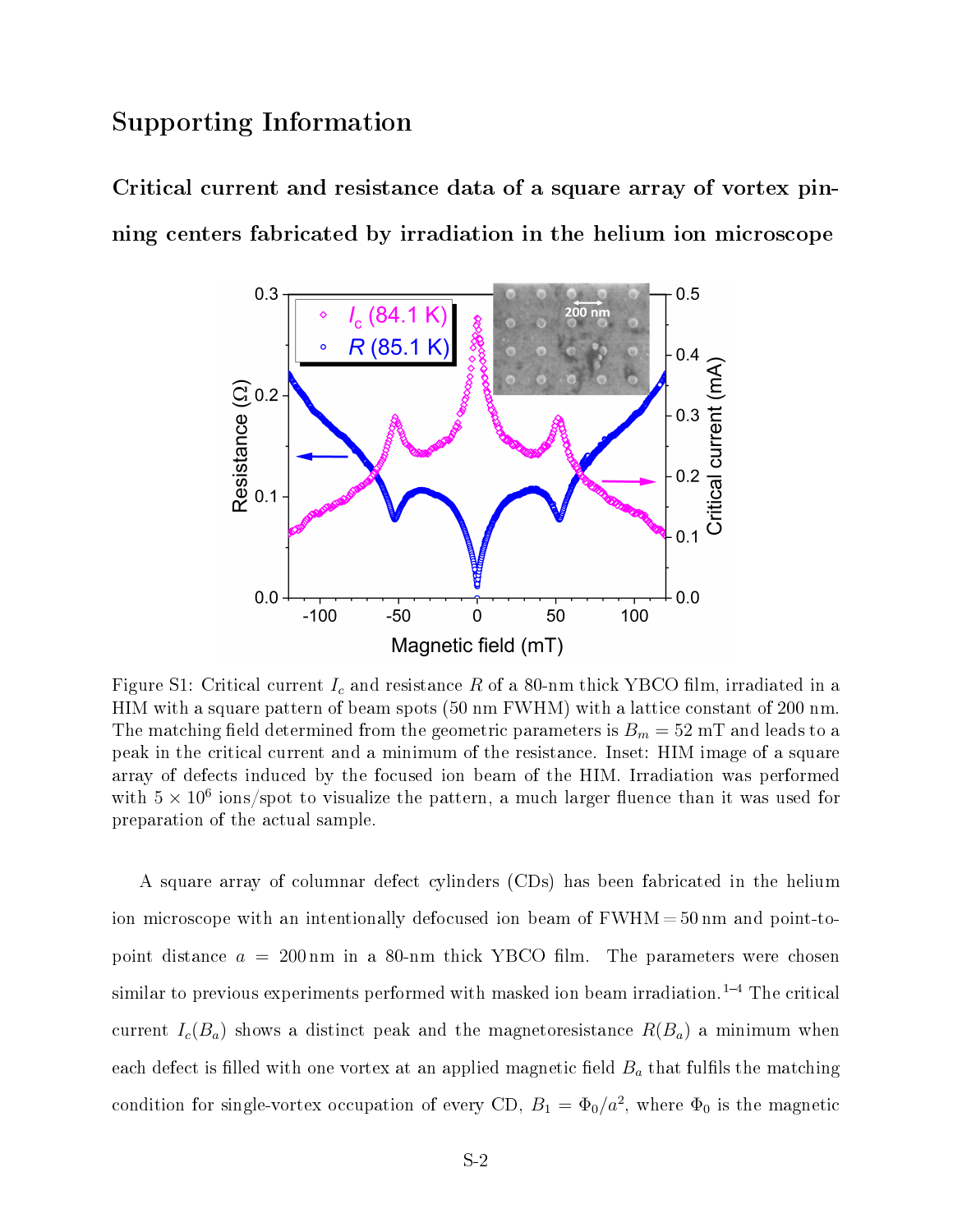# Supporting Information

## Critical current and resistance data of a square array of vortex pinning centers fabricated by irradiation in the helium ion microscope

Figure S1: Critical current $I_c$ and resistance $R$ of a 80-nm thick YBCO film, irradiated in a HIM with a square pattern of beam spots (50 nm FWHM) with a lattice constant of 200 nm. The matching field determined from the geometric parameters is $B_m = 52$ mT and leads to a peak in the critical current and a minimum of the resistance. Inset: HIM image of a square array of defects induced by the focused ion beam of the HIM. Irradiation was performed with $5 \times 10^6$ ions/spot to visualize the pattern, a much larger fluence than it was used for preparation of the actual sample.

A square array of columnar defect cylinders (CDs) has been fabricated in the helium ion microscope with an intentionally defocused ion beam of FWHM = 50 nm and point-to-point distance $a = 200$ nm in a 80-nm thick YBCO film. The parameters were chosen similar to previous experiments performed with masked ion beam irradiation.[1–4] The critical current $I_c(B_a)$ shows a distinct peak and the magnetoresistance $R(B_a)$ a minimum when each defect is filled with one vortex at an applied magnetic field $B_a$ that fulfils the matching condition for single-vortex occupation of every CD, $B_1 = \Phi_0/a^2$, where $\Phi_0$ is the magnetic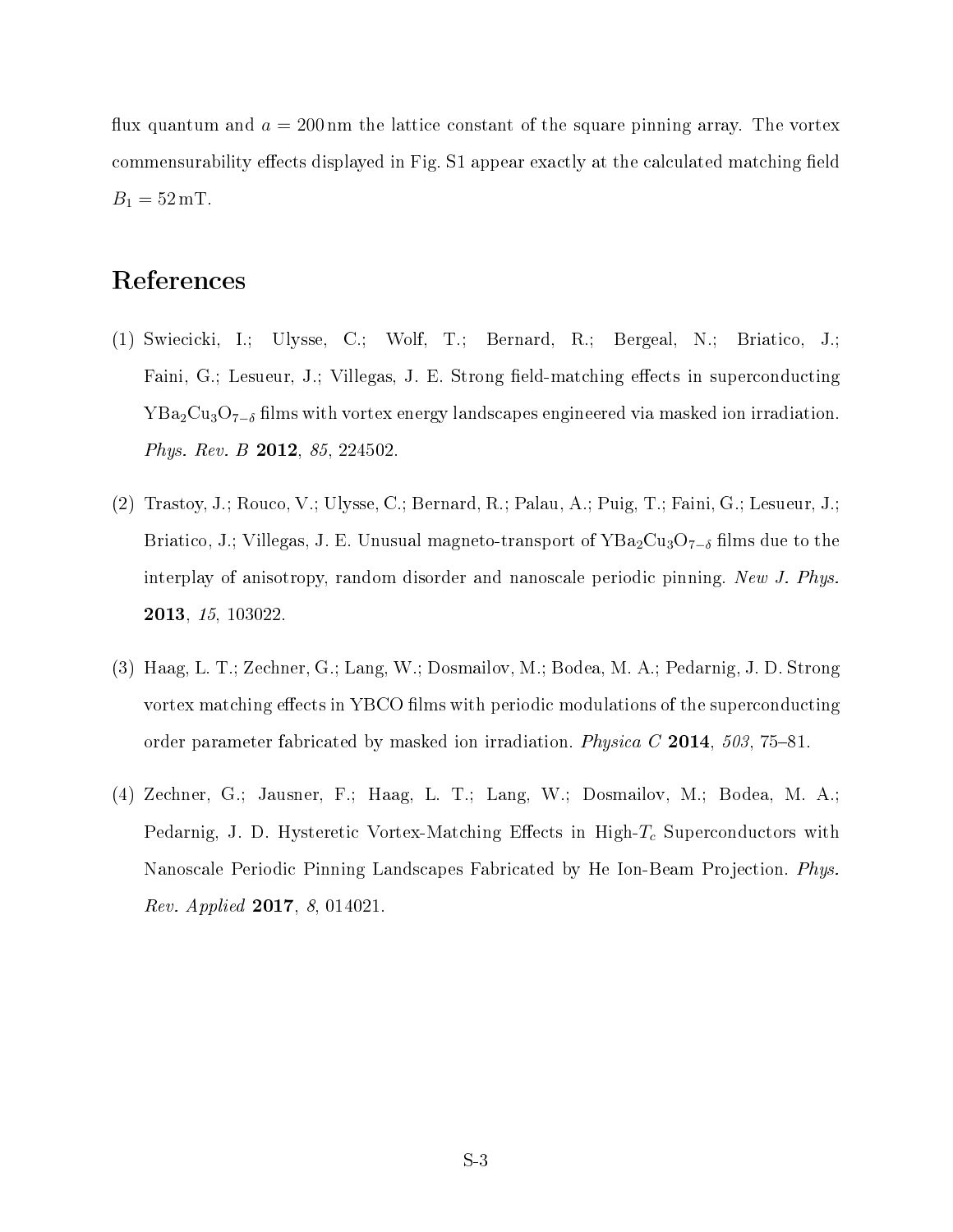flux quantum and $a = 200\,\mathrm{nm}$ the lattice constant of the square pinning array. The vortex commensurability effects displayed in Fig. S1 appear exactly at the calculated matching field $B_1 = 52\,\mathrm{mT}$.

## References

(1) Swiecicki, I.; Ulysse, C.; Wolf, T.; Bernard, R.; Bergeal, N.; Briatico, J.; Faini, G.; Lesueur, J.; Villegas, J. E. Strong field-matching effects in superconducting $YBa_2Cu_3O_{7-\delta}$ films with vortex energy landscapes engineered via masked ion irradiation. *Phys. Rev. B* **2012**, *85*, 224502.

(2) Trastoy, J.; Rouco, V.; Ulysse, C.; Bernard, R.; Palau, A.; Puig, T.; Faini, G.; Lesueur, J.; Briatico, J.; Villegas, J. E. Unusual magneto-transport of $YBa_2Cu_3O_{7-\delta}$ films due to the interplay of anisotropy, random disorder and nanoscale periodic pinning. *New J. Phys.* **2013**, *15*, 103022.

(3) Haag, L. T.; Zechner, G.; Lang, W.; Dosmailov, M.; Bodea, M. A.; Pedarnig, J. D. Strong vortex matching effects in YBCO films with periodic modulations of the superconducting order parameter fabricated by masked ion irradiation. *Physica C* **2014**, *503*, 75–81.

(4) Zechner, G.; Jausner, F.; Haag, L. T.; Lang, W.; Dosmailov, M.; Bodea, M. A.; Pedarnig, J. D. Hysteretic Vortex-Matching Effects in High-$T_c$ Superconductors with Nanoscale Periodic Pinning Landscapes Fabricated by He Ion-Beam Projection. *Phys. Rev. Applied* **2017**, *8*, 014021.